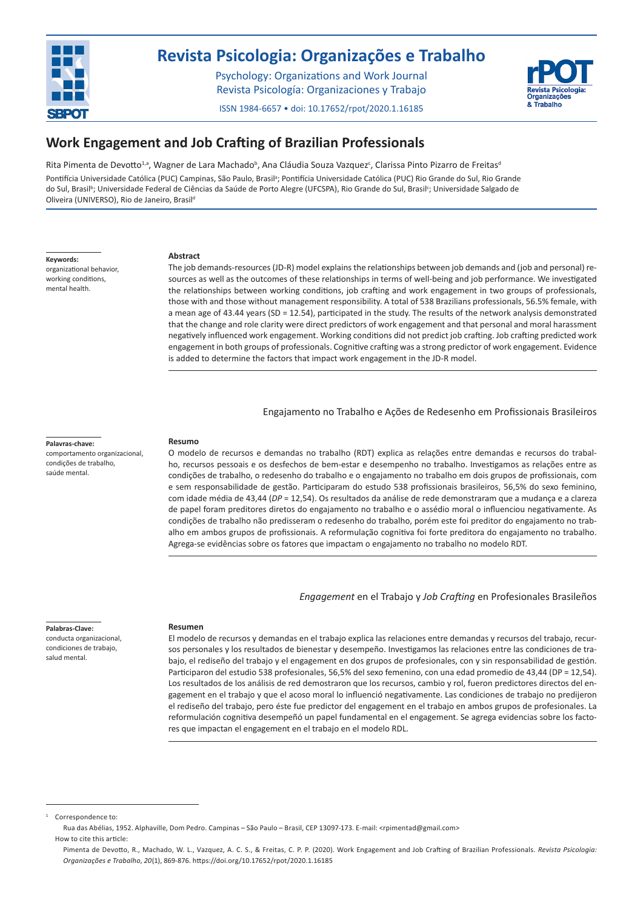# Work Engagement and Job Crafting of Brazilian Professionals

Rita Pimenta de Devotto[1,a], Wagner de Lara Machado[b], Ana Cláudia Souza Vazquez[c], Clarissa Pinto Pizarro de Freitas[d]

Pontifícia Universidade Católica (PUC) Campinas, São Paulo, Brasil[a]; Pontifícia Universidade Católica (PUC) Rio Grande do Sul, Rio Grande do Sul, Brasil[b]; Universidade Federal de Ciências da Saúde de Porto Alegre (UFCSPA), Rio Grande do Sul, Brasil[c]; Universidade Salgado de Oliveira (UNIVERSO), Rio de Janeiro, Brasil[d]

**Keywords:**
organizational behavior, working conditions, mental health.

### Abstract

The job demands-resources (JD-R) model explains the relationships between job demands and (job and personal) resources as well as the outcomes of these relationships in terms of well-being and job performance. We investigated the relationships between working conditions, job crafting and work engagement in two groups of professionals, those with and those without management responsibility. A total of 538 Brazilians professionals, 56.5% female, with a mean age of 43.44 years (SD = 12.54), participated in the study. The results of the network analysis demonstrated that the change and role clarity were direct predictors of work engagement and that personal and moral harassment negatively influenced work engagement. Working conditions did not predict job crafting. Job crafting predicted work engagement in both groups of professionals. Cognitive crafting was a strong predictor of work engagement. Evidence is added to determine the factors that impact work engagement in the JD-R model.

## Engajamento no Trabalho e Ações de Redesenho em Profissionais Brasileiros

**Palavras-chave:**
comportamento organizacional, condições de trabalho, saúde mental.

### Resumo

O modelo de recursos e demandas no trabalho (RDT) explica as relações entre demandas e recursos do trabalho, recursos pessoais e os desfechos de bem-estar e desempenho no trabalho. Investigamos as relações entre as condições de trabalho, o redesenho do trabalho e o engajamento no trabalho em dois grupos de profissionais, com e sem responsabilidade de gestão. Participaram do estudo 538 profissionais brasileiros, 56,5% do sexo feminino, com idade média de 43,44 (*DP* = 12,54). Os resultados da análise de rede demonstraram que a mudança e a clareza de papel foram preditores diretos do engajamento no trabalho e o assédio moral o influenciou negativamente. As condições de trabalho não predisseram o redesenho do trabalho, porém este foi preditor do engajamento no trabalho em ambos grupos de profissionais. A reformulação cognitiva foi forte preditora do engajamento no trabalho. Agrega-se evidências sobre os fatores que impactam o engajamento no trabalho no modelo RDT.

## *Engagement* en el Trabajo y *Job Crafting* en Profesionales Brasileños

**Palabras-Clave:**
conducta organizacional, condiciones de trabajo, salud mental.

### Resumen

El modelo de recursos y demandas en el trabajo explica las relaciones entre demandas y recursos del trabajo, recursos personales y los resultados de bienestar y desempeño. Investigamos las relaciones entre las condiciones de trabajo, el rediseño del trabajo y el engagement en dos grupos de profesionales, con y sin responsabilidad de gestión. Participaron del estudio 538 profesionales, 56,5% del sexo femenino, con una edad promedio de 43,44 (DP = 12,54). Los resultados de los análisis de red demostraron que los recursos, cambio y rol, fueron predictores directos del engagement en el trabajo y que el acoso moral lo influenció negativamente. Las condiciones de trabajo no predijeron el rediseño del trabajo, pero éste fue predictor del engagement en el trabajo en ambos grupos de profesionales. La reformulación cognitiva desempeñó un papel fundamental en el engagement. Se agrega evidencias sobre los factores que impactan el engagement en el trabajo en el modelo RDL.

---

[1] Correspondence to:
Rua das Abélias, 1952. Alphaville, Dom Pedro. Campinas – São Paulo – Brasil, CEP 13097-173. E-mail: <rpimentad@gmail.com>
How to cite this article:
Pimenta de Devotto, R., Machado, W. L., Vazquez, A. C. S., & Freitas, C. P. P. (2020). Work Engagement and Job Crafting of Brazilian Professionals. *Revista Psicologia: Organizações e Trabalho*, *20*(1), 869-876. https://doi.org/10.17652/rpot/2020.1.16185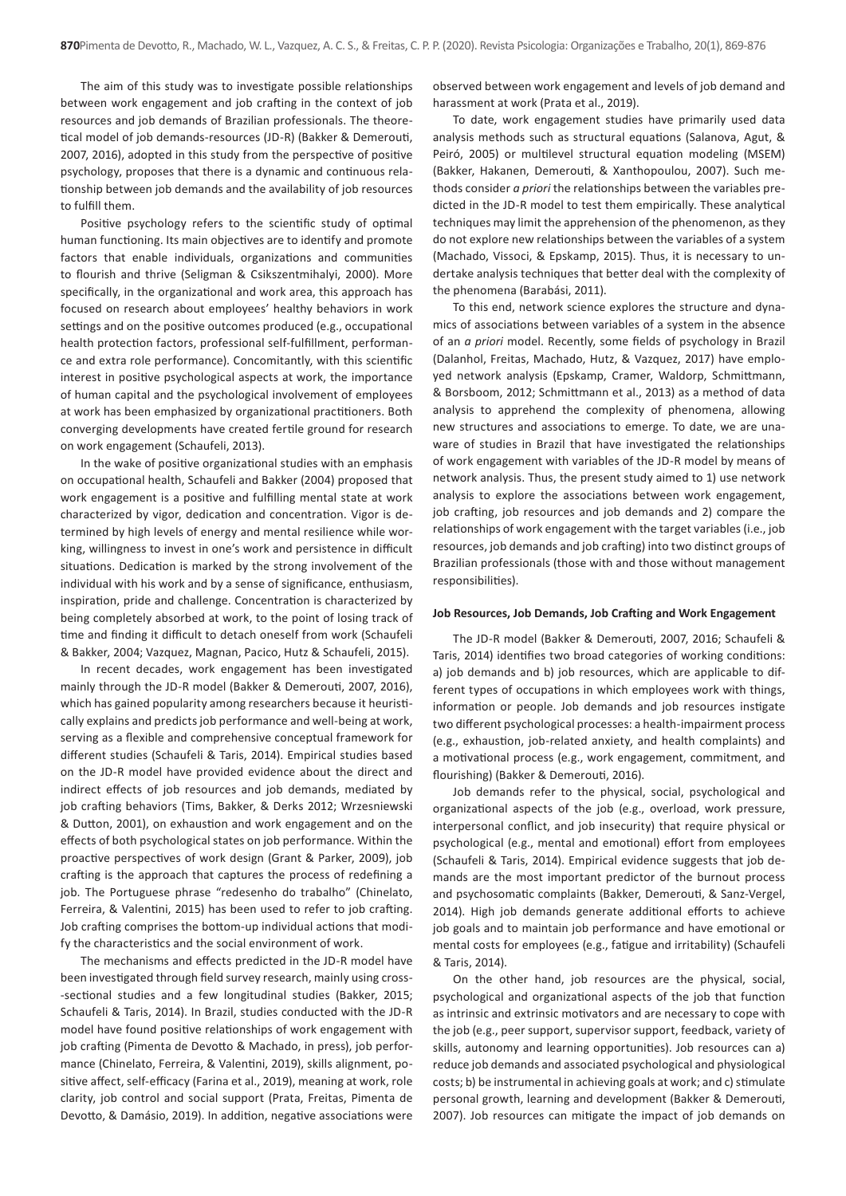The aim of this study was to investigate possible relationships between work engagement and job crafting in the context of job resources and job demands of Brazilian professionals. The theoretical model of job demands-resources (JD-R) (Bakker & Demerouti, 2007, 2016), adopted in this study from the perspective of positive psychology, proposes that there is a dynamic and continuous relationship between job demands and the availability of job resources to fulfill them.

Positive psychology refers to the scientific study of optimal human functioning. Its main objectives are to identify and promote factors that enable individuals, organizations and communities to flourish and thrive (Seligman & Csikszentmihalyi, 2000). More specifically, in the organizational and work area, this approach has focused on research about employees' healthy behaviors in work settings and on the positive outcomes produced (e.g., occupational health protection factors, professional self-fulfillment, performance and extra role performance). Concomitantly, with this scientific interest in positive psychological aspects at work, the importance of human capital and the psychological involvement of employees at work has been emphasized by organizational practitioners. Both converging developments have created fertile ground for research on work engagement (Schaufeli, 2013).

In the wake of positive organizational studies with an emphasis on occupational health, Schaufeli and Bakker (2004) proposed that work engagement is a positive and fulfilling mental state at work characterized by vigor, dedication and concentration. Vigor is determined by high levels of energy and mental resilience while working, willingness to invest in one's work and persistence in difficult situations. Dedication is marked by the strong involvement of the individual with his work and by a sense of significance, enthusiasm, inspiration, pride and challenge. Concentration is characterized by being completely absorbed at work, to the point of losing track of time and finding it difficult to detach oneself from work (Schaufeli & Bakker, 2004; Vazquez, Magnan, Pacico, Hutz & Schaufeli, 2015).

In recent decades, work engagement has been investigated mainly through the JD-R model (Bakker & Demerouti, 2007, 2016), which has gained popularity among researchers because it heuristically explains and predicts job performance and well-being at work, serving as a flexible and comprehensive conceptual framework for different studies (Schaufeli & Taris, 2014). Empirical studies based on the JD-R model have provided evidence about the direct and indirect effects of job resources and job demands, mediated by job crafting behaviors (Tims, Bakker, & Derks 2012; Wrzesniewski & Dutton, 2001), on exhaustion and work engagement and on the effects of both psychological states on job performance. Within the proactive perspectives of work design (Grant & Parker, 2009), job crafting is the approach that captures the process of redefining a job. The Portuguese phrase "redesenho do trabalho" (Chinelato, Ferreira, & Valentini, 2015) has been used to refer to job crafting. Job crafting comprises the bottom-up individual actions that modify the characteristics and the social environment of work.

The mechanisms and effects predicted in the JD-R model have been investigated through field survey research, mainly using cross-sectional studies and a few longitudinal studies (Bakker, 2015; Schaufeli & Taris, 2014). In Brazil, studies conducted with the JD-R model have found positive relationships of work engagement with job crafting (Pimenta de Devotto & Machado, in press), job performance (Chinelato, Ferreira, & Valentini, 2019), skills alignment, positive affect, self-efficacy (Farina et al., 2019), meaning at work, role clarity, job control and social support (Prata, Freitas, Pimenta de Devotto, & Damásio, 2019). In addition, negative associations were observed between work engagement and levels of job demand and harassment at work (Prata et al., 2019).

To date, work engagement studies have primarily used data analysis methods such as structural equations (Salanova, Agut, & Peiró, 2005) or multilevel structural equation modeling (MSEM) (Bakker, Hakanen, Demerouti, & Xanthopoulou, 2007). Such methods consider *a priori* the relationships between the variables predicted in the JD-R model to test them empirically. These analytical techniques may limit the apprehension of the phenomenon, as they do not explore new relationships between the variables of a system (Machado, Vissoci, & Epskamp, 2015). Thus, it is necessary to undertake analysis techniques that better deal with the complexity of the phenomena (Barabási, 2011).

To this end, network science explores the structure and dynamics of associations between variables of a system in the absence of an *a priori* model. Recently, some fields of psychology in Brazil (Dalanhol, Freitas, Machado, Hutz, & Vazquez, 2017) have employed network analysis (Epskamp, Cramer, Waldorp, Schmittmann, & Borsboom, 2012; Schmittmann et al., 2013) as a method of data analysis to apprehend the complexity of phenomena, allowing new structures and associations to emerge. To date, we are unaware of studies in Brazil that have investigated the relationships of work engagement with variables of the JD-R model by means of network analysis. Thus, the present study aimed to 1) use network analysis to explore the associations between work engagement, job crafting, job resources and job demands and 2) compare the relationships of work engagement with the target variables (i.e., job resources, job demands and job crafting) into two distinct groups of Brazilian professionals (those with and those without management responsibilities).

### Job Resources, Job Demands, Job Crafting and Work Engagement

The JD-R model (Bakker & Demerouti, 2007, 2016; Schaufeli & Taris, 2014) identifies two broad categories of working conditions: a) job demands and b) job resources, which are applicable to different types of occupations in which employees work with things, information or people. Job demands and job resources instigate two different psychological processes: a health-impairment process (e.g., exhaustion, job-related anxiety, and health complaints) and a motivational process (e.g., work engagement, commitment, and flourishing) (Bakker & Demerouti, 2016).

Job demands refer to the physical, social, psychological and organizational aspects of the job (e.g., overload, work pressure, interpersonal conflict, and job insecurity) that require physical or psychological (e.g., mental and emotional) effort from employees (Schaufeli & Taris, 2014). Empirical evidence suggests that job demands are the most important predictor of the burnout process and psychosomatic complaints (Bakker, Demerouti, & Sanz-Vergel, 2014). High job demands generate additional efforts to achieve job goals and to maintain job performance and have emotional or mental costs for employees (e.g., fatigue and irritability) (Schaufeli & Taris, 2014).

On the other hand, job resources are the physical, social, psychological and organizational aspects of the job that function as intrinsic and extrinsic motivators and are necessary to cope with the job (e.g., peer support, supervisor support, feedback, variety of skills, autonomy and learning opportunities). Job resources can a) reduce job demands and associated psychological and physiological costs; b) be instrumental in achieving goals at work; and c) stimulate personal growth, learning and development (Bakker & Demerouti, 2007). Job resources can mitigate the impact of job demands on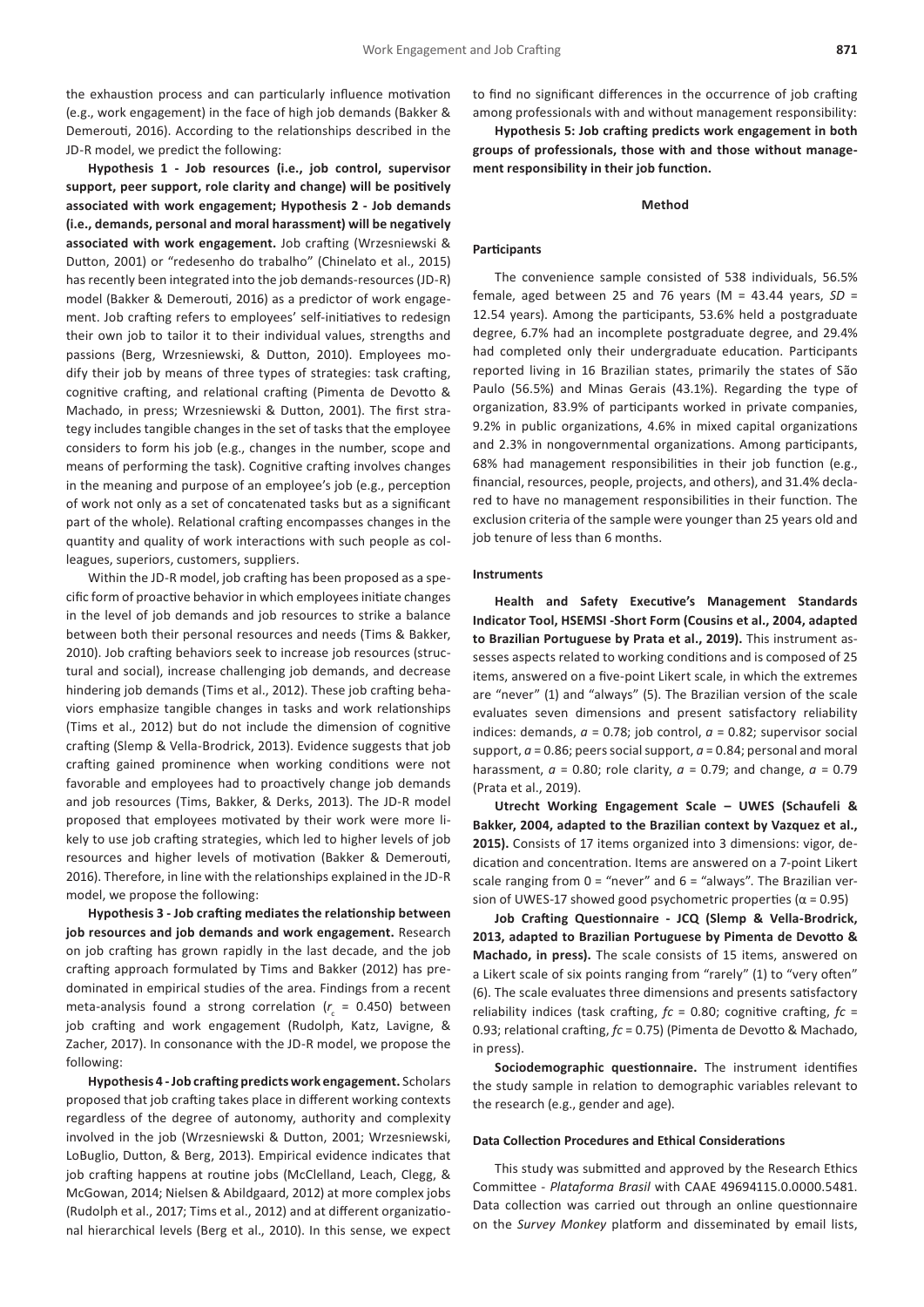the exhaustion process and can particularly influence motivation (e.g., work engagement) in the face of high job demands (Bakker & Demerouti, 2016). According to the relationships described in the JD-R model, we predict the following:

**Hypothesis 1 - Job resources (i.e., job control, supervisor support, peer support, role clarity and change) will be positively associated with work engagement; Hypothesis 2 - Job demands (i.e., demands, personal and moral harassment) will be negatively associated with work engagement.** Job crafting (Wrzesniewski & Dutton, 2001) or "redesenho do trabalho" (Chinelato et al., 2015) has recently been integrated into the job demands-resources (JD-R) model (Bakker & Demerouti, 2016) as a predictor of work engagement. Job crafting refers to employees' self-initiatives to redesign their own job to tailor it to their individual values, strengths and passions (Berg, Wrzesniewski, & Dutton, 2010). Employees modify their job by means of three types of strategies: task crafting, cognitive crafting, and relational crafting (Pimenta de Devotto & Machado, in press; Wrzesniewski & Dutton, 2001). The first strategy includes tangible changes in the set of tasks that the employee considers to form his job (e.g., changes in the number, scope and means of performing the task). Cognitive crafting involves changes in the meaning and purpose of an employee's job (e.g., perception of work not only as a set of concatenated tasks but as a significant part of the whole). Relational crafting encompasses changes in the quantity and quality of work interactions with such people as colleagues, superiors, customers, suppliers.

Within the JD-R model, job crafting has been proposed as a specific form of proactive behavior in which employees initiate changes in the level of job demands and job resources to strike a balance between both their personal resources and needs (Tims & Bakker, 2010). Job crafting behaviors seek to increase job resources (structural and social), increase challenging job demands, and decrease hindering job demands (Tims et al., 2012). These job crafting behaviors emphasize tangible changes in tasks and work relationships (Tims et al., 2012) but do not include the dimension of cognitive crafting (Slemp & Vella-Brodrick, 2013). Evidence suggests that job crafting gained prominence when working conditions were not favorable and employees had to proactively change job demands and job resources (Tims, Bakker, & Derks, 2013). The JD-R model proposed that employees motivated by their work were more likely to use job crafting strategies, which led to higher levels of job resources and higher levels of motivation (Bakker & Demerouti, 2016). Therefore, in line with the relationships explained in the JD-R model, we propose the following:

**Hypothesis 3 - Job crafting mediates the relationship between job resources and job demands and work engagement.** Research on job crafting has grown rapidly in the last decade, and the job crafting approach formulated by Tims and Bakker (2012) has predominated in empirical studies of the area. Findings from a recent meta-analysis found a strong correlation ($r_c$ = 0.450) between job crafting and work engagement (Rudolph, Katz, Lavigne, & Zacher, 2017). In consonance with the JD-R model, we propose the following:

**Hypothesis 4 - Job crafting predicts work engagement.** Scholars proposed that job crafting takes place in different working contexts regardless of the degree of autonomy, authority and complexity involved in the job (Wrzesniewski & Dutton, 2001; Wrzesniewski, LoBuglio, Dutton, & Berg, 2013). Empirical evidence indicates that job crafting happens at routine jobs (McClelland, Leach, Clegg, & McGowan, 2014; Nielsen & Abildgaard, 2012) at more complex jobs (Rudolph et al., 2017; Tims et al., 2012) and at different organizational hierarchical levels (Berg et al., 2010). In this sense, we expect to find no significant differences in the occurrence of job crafting among professionals with and without management responsibility:

**Hypothesis 5: Job crafting predicts work engagement in both groups of professionals, those with and those without management responsibility in their job function.**

## Method

### Participants

The convenience sample consisted of 538 individuals, 56.5% female, aged between 25 and 76 years (M = 43.44 years, *SD* = 12.54 years). Among the participants, 53.6% held a postgraduate degree, 6.7% had an incomplete postgraduate degree, and 29.4% had completed only their undergraduate education. Participants reported living in 16 Brazilian states, primarily the states of São Paulo (56.5%) and Minas Gerais (43.1%). Regarding the type of organization, 83.9% of participants worked in private companies, 9.2% in public organizations, 4.6% in mixed capital organizations and 2.3% in nongovernmental organizations. Among participants, 68% had management responsibilities in their job function (e.g., financial, resources, people, projects, and others), and 31.4% declared to have no management responsibilities in their function. The exclusion criteria of the sample were younger than 25 years old and job tenure of less than 6 months.

### Instruments

**Health and Safety Executive's Management Standards Indicator Tool, HSEMSI -Short Form (Cousins et al., 2004, adapted to Brazilian Portuguese by Prata et al., 2019).** This instrument assesses aspects related to working conditions and is composed of 25 items, answered on a five-point Likert scale, in which the extremes are "never" (1) and "always" (5). The Brazilian version of the scale evaluates seven dimensions and present satisfactory reliability indices: demands, $a$ = 0.78; job control, $a$ = 0.82; supervisor social support, $a$ = 0.86; peers social support, $a$ = 0.84; personal and moral harassment, $a$ = 0.80; role clarity, $a$ = 0.79; and change, $a$ = 0.79 (Prata et al., 2019).

**Utrecht Working Engagement Scale – UWES (Schaufeli & Bakker, 2004, adapted to the Brazilian context by Vazquez et al., 2015).** Consists of 17 items organized into 3 dimensions: vigor, dedication and concentration. Items are answered on a 7-point Likert scale ranging from 0 = "never" and 6 = "always". The Brazilian version of UWES-17 showed good psychometric properties ($\alpha$ = 0.95)

**Job Crafting Questionnaire - JCQ (Slemp & Vella-Brodrick, 2013, adapted to Brazilian Portuguese by Pimenta de Devotto & Machado, in press).** The scale consists of 15 items, answered on a Likert scale of six points ranging from "rarely" (1) to "very often" (6). The scale evaluates three dimensions and presents satisfactory reliability indices (task crafting, $fc$ = 0.80; cognitive crafting, $fc$ = 0.93; relational crafting, $fc$ = 0.75) (Pimenta de Devotto & Machado, in press).

**Sociodemographic questionnaire.** The instrument identifies the study sample in relation to demographic variables relevant to the research (e.g., gender and age).

### Data Collection Procedures and Ethical Considerations

This study was submitted and approved by the Research Ethics Committee - *Plataforma Brasil* with CAAE 49694115.0.0000.5481. Data collection was carried out through an online questionnaire on the *Survey Monkey* platform and disseminated by email lists,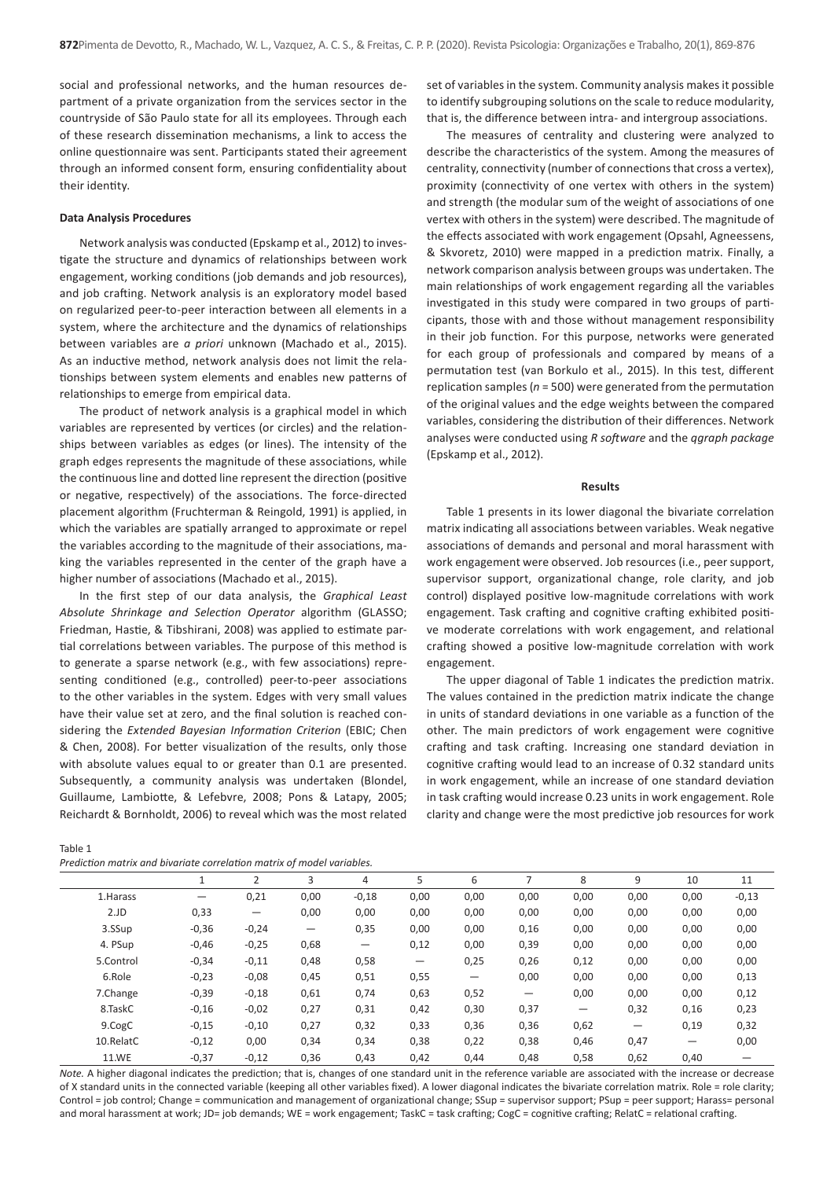social and professional networks, and the human resources department of a private organization from the services sector in the countryside of São Paulo state for all its employees. Through each of these research dissemination mechanisms, a link to access the online questionnaire was sent. Participants stated their agreement through an informed consent form, ensuring confidentiality about their identity.

#### Data Analysis Procedures

Network analysis was conducted (Epskamp et al., 2012) to investigate the structure and dynamics of relationships between work engagement, working conditions (job demands and job resources), and job crafting. Network analysis is an exploratory model based on regularized peer-to-peer interaction between all elements in a system, where the architecture and the dynamics of relationships between variables are *a priori* unknown (Machado et al., 2015). As an inductive method, network analysis does not limit the relationships between system elements and enables new patterns of relationships to emerge from empirical data.

The product of network analysis is a graphical model in which variables are represented by vertices (or circles) and the relationships between variables as edges (or lines). The intensity of the graph edges represents the magnitude of these associations, while the continuous line and dotted line represent the direction (positive or negative, respectively) of the associations. The force-directed placement algorithm (Fruchterman & Reingold, 1991) is applied, in which the variables are spatially arranged to approximate or repel the variables according to the magnitude of their associations, making the variables represented in the center of the graph have a higher number of associations (Machado et al., 2015).

In the first step of our data analysis, the *Graphical Least Absolute Shrinkage and Selection Operator* algorithm (GLASSO; Friedman, Hastie, & Tibshirani, 2008) was applied to estimate partial correlations between variables. The purpose of this method is to generate a sparse network (e.g., with few associations) representing conditioned (e.g., controlled) peer-to-peer associations to the other variables in the system. Edges with very small values have their value set at zero, and the final solution is reached considering the *Extended Bayesian Information Criterion* (EBIC; Chen & Chen, 2008). For better visualization of the results, only those with absolute values equal to or greater than 0.1 are presented. Subsequently, a community analysis was undertaken (Blondel, Guillaume, Lambiotte, & Lefebvre, 2008; Pons & Latapy, 2005; Reichardt & Bornholdt, 2006) to reveal which was the most related set of variables in the system. Community analysis makes it possible to identify subgrouping solutions on the scale to reduce modularity, that is, the difference between intra- and intergroup associations.

The measures of centrality and clustering were analyzed to describe the characteristics of the system. Among the measures of centrality, connectivity (number of connections that cross a vertex), proximity (connectivity of one vertex with others in the system) and strength (the modular sum of the weight of associations of one vertex with others in the system) were described. The magnitude of the effects associated with work engagement (Opsahl, Agneessens, & Skvoretz, 2010) were mapped in a prediction matrix. Finally, a network comparison analysis between groups was undertaken. The main relationships of work engagement regarding all the variables investigated in this study were compared in two groups of participants, those with and those without management responsibility in their job function. For this purpose, networks were generated for each group of professionals and compared by means of a permutation test (van Borkulo et al., 2015). In this test, different replication samples ($n$ = 500) were generated from the permutation of the original values and the edge weights between the compared variables, considering the distribution of their differences. Network analyses were conducted using *R software* and the *qgraph package* (Epskamp et al., 2012).

## Results

Table 1 presents in its lower diagonal the bivariate correlation matrix indicating all associations between variables. Weak negative associations of demands and personal and moral harassment with work engagement were observed. Job resources (i.e., peer support, supervisor support, organizational change, role clarity, and job control) displayed positive low-magnitude correlations with work engagement. Task crafting and cognitive crafting exhibited positive moderate correlations with work engagement, and relational crafting showed a positive low-magnitude correlation with work engagement.

The upper diagonal of Table 1 indicates the prediction matrix. The values contained in the prediction matrix indicate the change in units of standard deviations in one variable as a function of the other. The main predictors of work engagement were cognitive crafting and task crafting. Increasing one standard deviation in cognitive crafting would lead to an increase of 0.32 standard units in work engagement, while an increase of one standard deviation in task crafting would increase 0.23 units in work engagement. Role clarity and change were the most predictive job resources for work

Table 1
*Prediction matrix and bivariate correlation matrix of model variables.*

| | 1 | 2 | 3 | 4 | 5 | 6 | 7 | 8 | 9 | 10 | 11 |
|---|---|---|---|---|---|---|---|---|---|---|---|
| 1.Harass | — | 0,21 | 0,00 | -0,18 | 0,00 | 0,00 | 0,00 | 0,00 | 0,00 | 0,00 | -0,13 |
| 2.JD | 0,33 | — | 0,00 | 0,00 | 0,00 | 0,00 | 0,00 | 0,00 | 0,00 | 0,00 | 0,00 |
| 3.SSup | -0,36 | -0,24 | — | 0,35 | 0,00 | 0,00 | 0,16 | 0,00 | 0,00 | 0,00 | 0,00 |
| 4. PSup | -0,46 | -0,25 | 0,68 | — | 0,12 | 0,00 | 0,39 | 0,00 | 0,00 | 0,00 | 0,00 |
| 5.Control | -0,34 | -0,11 | 0,48 | 0,58 | — | 0,25 | 0,26 | 0,12 | 0,00 | 0,00 | 0,00 |
| 6.Role | -0,23 | -0,08 | 0,45 | 0,51 | 0,55 | — | 0,00 | 0,00 | 0,00 | 0,00 | 0,13 |
| 7.Change | -0,39 | -0,18 | 0,61 | 0,74 | 0,63 | 0,52 | — | 0,00 | 0,00 | 0,00 | 0,12 |
| 8.TaskC | -0,16 | -0,02 | 0,27 | 0,31 | 0,42 | 0,30 | 0,37 | — | 0,32 | 0,16 | 0,23 |
| 9.CogC | -0,15 | -0,10 | 0,27 | 0,32 | 0,33 | 0,36 | 0,36 | 0,62 | — | 0,19 | 0,32 |
| 10.RelatC | -0,12 | 0,00 | 0,34 | 0,34 | 0,38 | 0,22 | 0,38 | 0,46 | 0,47 | — | 0,00 |
| 11.WE | -0,37 | -0,12 | 0,36 | 0,43 | 0,42 | 0,44 | 0,48 | 0,58 | 0,62 | 0,40 | — |

*Note.* A higher diagonal indicates the prediction; that is, changes of one standard unit in the reference variable are associated with the increase or decrease of X standard units in the connected variable (keeping all other variables fixed). A lower diagonal indicates the bivariate correlation matrix. Role = role clarity; Control = job control; Change = communication and management of organizational change; SSup = supervisor support; PSup = peer support; Harass= personal and moral harassment at work; JD= job demands; WE = work engagement; TaskC = task crafting; CogC = cognitive crafting; RelatC = relational crafting.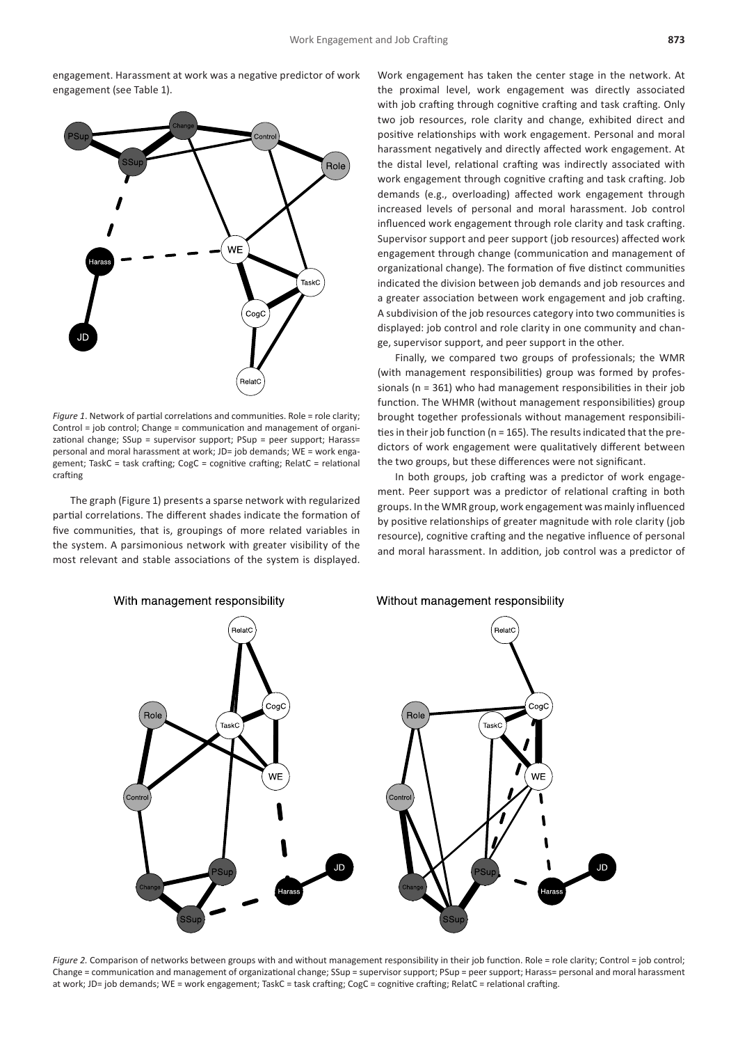engagement. Harassment at work was a negative predictor of work engagement (see Table 1).

*Figure 1*. Network of partial correlations and communities. Role = role clarity; Control = job control; Change = communication and management of organizational change; SSup = supervisor support; PSup = peer support; Harass= personal and moral harassment at work; JD= job demands; WE = work engagement; TaskC = task crafting; CogC = cognitive crafting; RelatC = relational crafting

The graph (Figure 1) presents a sparse network with regularized partial correlations. The different shades indicate the formation of five communities, that is, groupings of more related variables in the system. A parsimonious network with greater visibility of the most relevant and stable associations of the system is displayed. Work engagement has taken the center stage in the network. At the proximal level, work engagement was directly associated with job crafting through cognitive crafting and task crafting. Only two job resources, role clarity and change, exhibited direct and positive relationships with work engagement. Personal and moral harassment negatively and directly affected work engagement. At the distal level, relational crafting was indirectly associated with work engagement through cognitive crafting and task crafting. Job demands (e.g., overloading) affected work engagement through increased levels of personal and moral harassment. Job control influenced work engagement through role clarity and task crafting. Supervisor support and peer support (job resources) affected work engagement through change (communication and management of organizational change). The formation of five distinct communities indicated the division between job demands and job resources and a greater association between work engagement and job crafting. A subdivision of the job resources category into two communities is displayed: job control and role clarity in one community and change, supervisor support, and peer support in the other.

Finally, we compared two groups of professionals; the WMR (with management responsibilities) group was formed by professionals (n = 361) who had management responsibilities in their job function. The WHMR (without management responsibilities) group brought together professionals without management responsibilities in their job function (n = 165). The results indicated that the predictors of work engagement were qualitatively different between the two groups, but these differences were not significant.

In both groups, job crafting was a predictor of work engagement. Peer support was a predictor of relational crafting in both groups. In the WMR group, work engagement was mainly influenced by positive relationships of greater magnitude with role clarity (job resource), cognitive crafting and the negative influence of personal and moral harassment. In addition, job control was a predictor of

*Figure 2.* Comparison of networks between groups with and without management responsibility in their job function. Role = role clarity; Control = job control; Change = communication and management of organizational change; SSup = supervisor support; PSup = peer support; Harass= personal and moral harassment at work; JD= job demands; WE = work engagement; TaskC = task crafting; CogC = cognitive crafting; RelatC = relational crafting.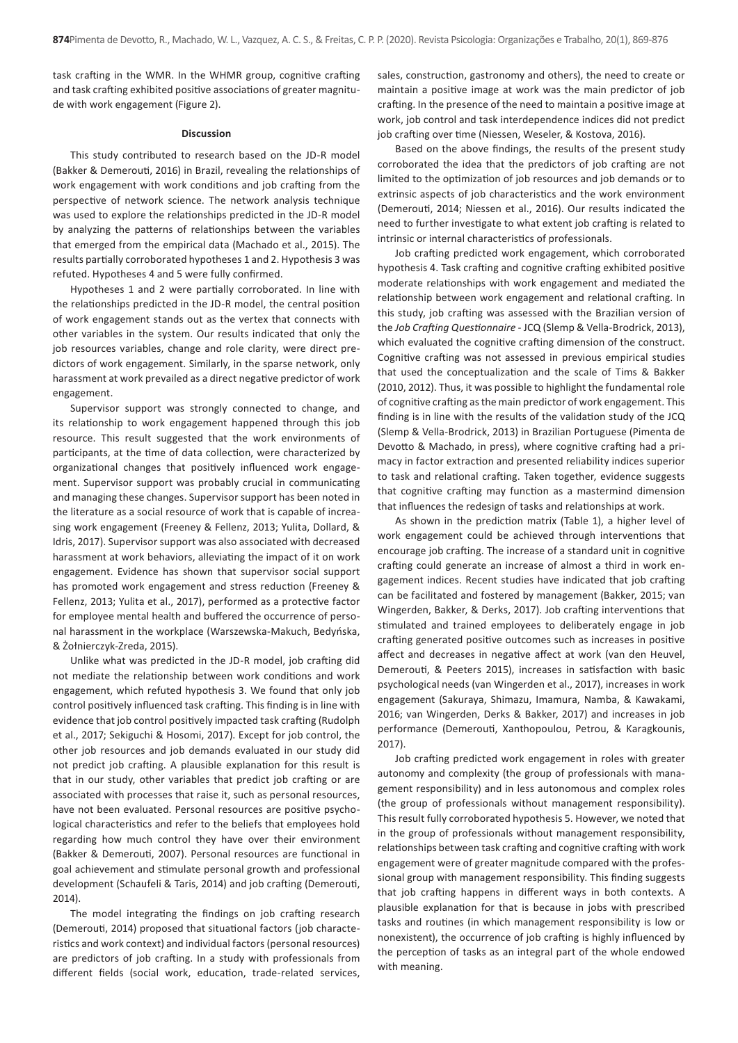task crafting in the WMR. In the WHMR group, cognitive crafting and task crafting exhibited positive associations of greater magnitude with work engagement (Figure 2).

## Discussion

This study contributed to research based on the JD-R model (Bakker & Demerouti, 2016) in Brazil, revealing the relationships of work engagement with work conditions and job crafting from the perspective of network science. The network analysis technique was used to explore the relationships predicted in the JD-R model by analyzing the patterns of relationships between the variables that emerged from the empirical data (Machado et al., 2015). The results partially corroborated hypotheses 1 and 2. Hypothesis 3 was refuted. Hypotheses 4 and 5 were fully confirmed.

Hypotheses 1 and 2 were partially corroborated. In line with the relationships predicted in the JD-R model, the central position of work engagement stands out as the vertex that connects with other variables in the system. Our results indicated that only the job resources variables, change and role clarity, were direct predictors of work engagement. Similarly, in the sparse network, only harassment at work prevailed as a direct negative predictor of work engagement.

Supervisor support was strongly connected to change, and its relationship to work engagement happened through this job resource. This result suggested that the work environments of participants, at the time of data collection, were characterized by organizational changes that positively influenced work engagement. Supervisor support was probably crucial in communicating and managing these changes. Supervisor support has been noted in the literature as a social resource of work that is capable of increasing work engagement (Freeney & Fellenz, 2013; Yulita, Dollard, & Idris, 2017). Supervisor support was also associated with decreased harassment at work behaviors, alleviating the impact of it on work engagement. Evidence has shown that supervisor social support has promoted work engagement and stress reduction (Freeney & Fellenz, 2013; Yulita et al., 2017), performed as a protective factor for employee mental health and buffered the occurrence of personal harassment in the workplace (Warszewska-Makuch, Bedyńska, & Żołnierczyk-Zreda, 2015).

Unlike what was predicted in the JD-R model, job crafting did not mediate the relationship between work conditions and work engagement, which refuted hypothesis 3. We found that only job control positively influenced task crafting. This finding is in line with evidence that job control positively impacted task crafting (Rudolph et al., 2017; Sekiguchi & Hosomi, 2017). Except for job control, the other job resources and job demands evaluated in our study did not predict job crafting. A plausible explanation for this result is that in our study, other variables that predict job crafting or are associated with processes that raise it, such as personal resources, have not been evaluated. Personal resources are positive psychological characteristics and refer to the beliefs that employees hold regarding how much control they have over their environment (Bakker & Demerouti, 2007). Personal resources are functional in goal achievement and stimulate personal growth and professional development (Schaufeli & Taris, 2014) and job crafting (Demerouti, 2014).

The model integrating the findings on job crafting research (Demerouti, 2014) proposed that situational factors (job characteristics and work context) and individual factors (personal resources) are predictors of job crafting. In a study with professionals from different fields (social work, education, trade-related services, sales, construction, gastronomy and others), the need to create or maintain a positive image at work was the main predictor of job crafting. In the presence of the need to maintain a positive image at work, job control and task interdependence indices did not predict job crafting over time (Niessen, Weseler, & Kostova, 2016).

Based on the above findings, the results of the present study corroborated the idea that the predictors of job crafting are not limited to the optimization of job resources and job demands or to extrinsic aspects of job characteristics and the work environment (Demerouti, 2014; Niessen et al., 2016). Our results indicated the need to further investigate to what extent job crafting is related to intrinsic or internal characteristics of professionals.

Job crafting predicted work engagement, which corroborated hypothesis 4. Task crafting and cognitive crafting exhibited positive moderate relationships with work engagement and mediated the relationship between work engagement and relational crafting. In this study, job crafting was assessed with the Brazilian version of the *Job Crafting Questionnaire* - JCQ (Slemp & Vella-Brodrick, 2013), which evaluated the cognitive crafting dimension of the construct. Cognitive crafting was not assessed in previous empirical studies that used the conceptualization and the scale of Tims & Bakker (2010, 2012). Thus, it was possible to highlight the fundamental role of cognitive crafting as the main predictor of work engagement. This finding is in line with the results of the validation study of the JCQ (Slemp & Vella-Brodrick, 2013) in Brazilian Portuguese (Pimenta de Devotto & Machado, in press), where cognitive crafting had a primacy in factor extraction and presented reliability indices superior to task and relational crafting. Taken together, evidence suggests that cognitive crafting may function as a mastermind dimension that influences the redesign of tasks and relationships at work.

As shown in the prediction matrix (Table 1), a higher level of work engagement could be achieved through interventions that encourage job crafting. The increase of a standard unit in cognitive crafting could generate an increase of almost a third in work engagement indices. Recent studies have indicated that job crafting can be facilitated and fostered by management (Bakker, 2015; van Wingerden, Bakker, & Derks, 2017). Job crafting interventions that stimulated and trained employees to deliberately engage in job crafting generated positive outcomes such as increases in positive affect and decreases in negative affect at work (van den Heuvel, Demerouti, & Peeters 2015), increases in satisfaction with basic psychological needs (van Wingerden et al., 2017), increases in work engagement (Sakuraya, Shimazu, Imamura, Namba, & Kawakami, 2016; van Wingerden, Derks & Bakker, 2017) and increases in job performance (Demerouti, Xanthopoulou, Petrou, & Karagkounis, 2017).

Job crafting predicted work engagement in roles with greater autonomy and complexity (the group of professionals with management responsibility) and in less autonomous and complex roles (the group of professionals without management responsibility). This result fully corroborated hypothesis 5. However, we noted that in the group of professionals without management responsibility, relationships between task crafting and cognitive crafting with work engagement were of greater magnitude compared with the professional group with management responsibility. This finding suggests that job crafting happens in different ways in both contexts. A plausible explanation for that is because in jobs with prescribed tasks and routines (in which management responsibility is low or nonexistent), the occurrence of job crafting is highly influenced by the perception of tasks as an integral part of the whole endowed with meaning.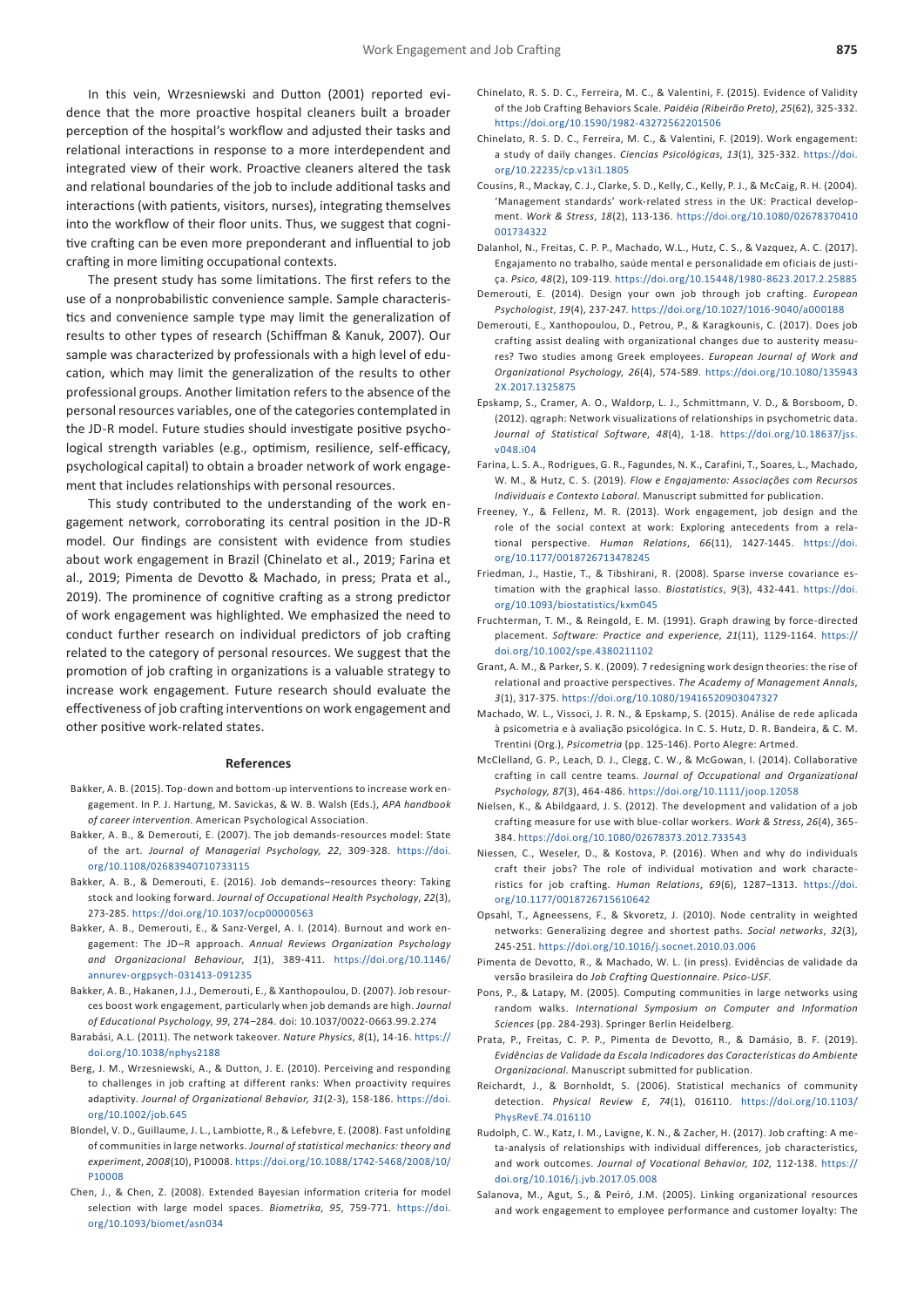In this vein, Wrzesniewski and Dutton (2001) reported evidence that the more proactive hospital cleaners built a broader perception of the hospital's workflow and adjusted their tasks and relational interactions in response to a more interdependent and integrated view of their work. Proactive cleaners altered the task and relational boundaries of the job to include additional tasks and interactions (with patients, visitors, nurses), integrating themselves into the workflow of their floor units. Thus, we suggest that cognitive crafting can be even more preponderant and influential to job crafting in more limiting occupational contexts.

The present study has some limitations. The first refers to the use of a nonprobabilistic convenience sample. Sample characteristics and convenience sample type may limit the generalization of results to other types of research (Schiffman & Kanuk, 2007). Our sample was characterized by professionals with a high level of education, which may limit the generalization of the results to other professional groups. Another limitation refers to the absence of the personal resources variables, one of the categories contemplated in the JD-R model. Future studies should investigate positive psychological strength variables (e.g., optimism, resilience, self-efficacy, psychological capital) to obtain a broader network of work engagement that includes relationships with personal resources.

This study contributed to the understanding of the work engagement network, corroborating its central position in the JD-R model. Our findings are consistent with evidence from studies about work engagement in Brazil (Chinelato et al., 2019; Farina et al., 2019; Pimenta de Devotto & Machado, in press; Prata et al., 2019). The prominence of cognitive crafting as a strong predictor of work engagement was highlighted. We emphasized the need to conduct further research on individual predictors of job crafting related to the category of personal resources. We suggest that the promotion of job crafting in organizations is a valuable strategy to increase work engagement. Future research should evaluate the effectiveness of job crafting interventions on work engagement and other positive work-related states.

## References

Bakker, A. B. (2015). Top-down and bottom-up interventions to increase work engagement. In P. J. Hartung, M. Savickas, & W. B. Walsh (Eds.), *APA handbook of career intervention*. American Psychological Association.

Bakker, A. B., & Demerouti, E. (2007). The job demands-resources model: State of the art. *Journal of Managerial Psychology, 22*, 309-328. https://doi.org/10.1108/02683940710733115

Bakker, A. B., & Demerouti, E. (2016). Job demands–resources theory: Taking stock and looking forward. *Journal of Occupational Health Psychology*, *22*(3), 273-285. https://doi.org/10.1037/ocp00000563

Bakker, A. B., Demerouti, E., & Sanz-Vergel, A. I. (2014). Burnout and work engagement: The JD–R approach. *Annual Reviews Organization Psychology and Organizacional Behaviour, 1*(1), 389-411. https://doi.org/10.1146/annurev-orgpsych-031413-091235

Bakker, A. B., Hakanen, J.J., Demerouti, E., & Xanthopoulou, D. (2007). Job resources boost work engagement, particularly when job demands are high. *Journal of Educational Psychology*, *99*, 274–284. doi: 10.1037/0022-0663.99.2.274

Barabási, A.L. (2011). The network takeover. *Nature Physics*, *8*(1), 14-16. https://doi.org/10.1038/nphys2188

Berg, J. M., Wrzesniewski, A., & Dutton, J. E. (2010). Perceiving and responding to challenges in job crafting at different ranks: When proactivity requires adaptivity. *Journal of Organizational Behavior, 31*(2-3), 158-186. https://doi.org/10.1002/job.645

Blondel, V. D., Guillaume, J. L., Lambiotte, R., & Lefebvre, E. (2008). Fast unfolding of communities in large networks. *Journal of statistical mechanics: theory and experiment*, *2008*(10), P10008. https://doi.org/10.1088/1742-5468/2008/10/P10008

Chen, J., & Chen, Z. (2008). Extended Bayesian information criteria for model selection with large model spaces. *Biometrika*, *95*, 759-771. https://doi.org/10.1093/biomet/asn034

Chinelato, R. S. D. C., Ferreira, M. C., & Valentini, F. (2015). Evidence of Validity of the Job Crafting Behaviors Scale. *Paidéia (Ribeirão Preto)*, *25*(62), 325-332. https://doi.org/10.1590/1982-43272562201506

Chinelato, R. S. D. C., Ferreira, M. C., & Valentini, F. (2019). Work engagement: a study of daily changes. *Ciencias Psicológicas*, *13*(1), 325-332. https://doi.org/10.22235/cp.v13i1.1805

Cousins, R., Mackay, C. J., Clarke, S. D., Kelly, C., Kelly, P. J., & McCaig, R. H. (2004). 'Management standards' work-related stress in the UK: Practical development. *Work & Stress*, *18*(2), 113-136. https://doi.org/10.1080/02678370410001734322

Dalanhol, N., Freitas, C. P. P., Machado, W.L., Hutz, C. S., & Vazquez, A. C. (2017). Engajamento no trabalho, saúde mental e personalidade em oficiais de justiça. *Psico*, *48*(2), 109-119. https://doi.org/10.15448/1980-8623.2017.2.25885

Demerouti, E. (2014). Design your own job through job crafting. *European Psychologist*, *19*(4), 237-247. https://doi.org/10.1027/1016-9040/a000188

Demerouti, E., Xanthopoulou, D., Petrou, P., & Karagkounis, C. (2017). Does job crafting assist dealing with organizational changes due to austerity measures? Two studies among Greek employees. *European Journal of Work and Organizational Psychology, 26*(4), 574-589. https://doi.org/10.1080/1359432X.2017.1325875

Epskamp, S., Cramer, A. O., Waldorp, L. J., Schmittmann, V. D., & Borsboom, D. (2012). qgraph: Network visualizations of relationships in psychometric data. *Journal of Statistical Software*, *48*(4), 1-18. https://doi.org/10.18637/jss.v048.i04

Farina, L. S. A., Rodrigues, G. R., Fagundes, N. K., Carafini, T., Soares, L., Machado, W. M., & Hutz, C. S. (2019). *Flow e Engajamento: Associações com Recursos Individuais e Contexto Laboral*. Manuscript submitted for publication.

Freeney, Y., & Fellenz, M. R. (2013). Work engagement, job design and the role of the social context at work: Exploring antecedents from a relational perspective. *Human Relations*, *66*(11), 1427-1445. https://doi.org/10.1177/0018726713478245

Friedman, J., Hastie, T., & Tibshirani, R. (2008). Sparse inverse covariance estimation with the graphical lasso. *Biostatistics*, *9*(3), 432-441. https://doi.org/10.1093/biostatistics/kxm045

Fruchterman, T. M., & Reingold, E. M. (1991). Graph drawing by force-directed placement. *Software: Practice and experience*, *21*(11), 1129-1164. https://doi.org/10.1002/spe.4380211102

Grant, A. M., & Parker, S. K. (2009). 7 redesigning work design theories: the rise of relational and proactive perspectives. *The Academy of Management Annals*, *3*(1), 317-375. https://doi.org/10.1080/19416520903047327

Machado, W. L., Vissoci, J. R. N., & Epskamp, S. (2015). Análise de rede aplicada à psicometria e à avaliação psicológica. In C. S. Hutz, D. R. Bandeira, & C. M. Trentini (Org.), *Psicometria* (pp. 125-146). Porto Alegre: Artmed.

McClelland, G. P., Leach, D. J., Clegg, C. W., & McGowan, I. (2014). Collaborative crafting in call centre teams. *Journal of Occupational and Organizational Psychology, 87*(3), 464-486. https://doi.org/10.1111/joop.12058

Nielsen, K., & Abildgaard, J. S. (2012). The development and validation of a job crafting measure for use with blue-collar workers. *Work & Stress*, *26*(4), 365-384. https://doi.org/10.1080/02678373.2012.733543

Niessen, C., Weseler, D., & Kostova, P. (2016). When and why do individuals craft their jobs? The role of individual motivation and work characteristics for job crafting. *Human Relations*, *69*(6), 1287–1313. https://doi.org/10.1177/0018726715610642

Opsahl, T., Agneessens, F., & Skvoretz, J. (2010). Node centrality in weighted networks: Generalizing degree and shortest paths. *Social networks*, *32*(3), 245-251. https://doi.org/10.1016/j.socnet.2010.03.006

Pimenta de Devotto, R., & Machado, W. L. (in press). Evidências de validade da versão brasileira do *Job Crafting Questionnaire*. *Psico-USF*.

Pons, P., & Latapy, M. (2005). Computing communities in large networks using random walks. *International Symposium on Computer and Information Sciences* (pp. 284-293). Springer Berlin Heidelberg.

Prata, P., Freitas, C. P. P., Pimenta de Devotto, R., & Damásio, B. F. (2019). *Evidências de Validade da Escala Indicadores das Características do Ambiente Organizacional*. Manuscript submitted for publication.

Reichardt, J., & Bornholdt, S. (2006). Statistical mechanics of community detection. *Physical Review E*, *74*(1), 016110. https://doi.org/10.1103/PhysRevE.74.016110

Rudolph, C. W., Katz, I. M., Lavigne, K. N., & Zacher, H. (2017). Job crafting: A meta-analysis of relationships with individual differences, job characteristics, and work outcomes. *Journal of Vocational Behavior, 102,* 112-138. https://doi.org/10.1016/j.jvb.2017.05.008

Salanova, M., Agut, S., & Peiró, J.M. (2005). Linking organizational resources and work engagement to employee performance and customer loyalty: The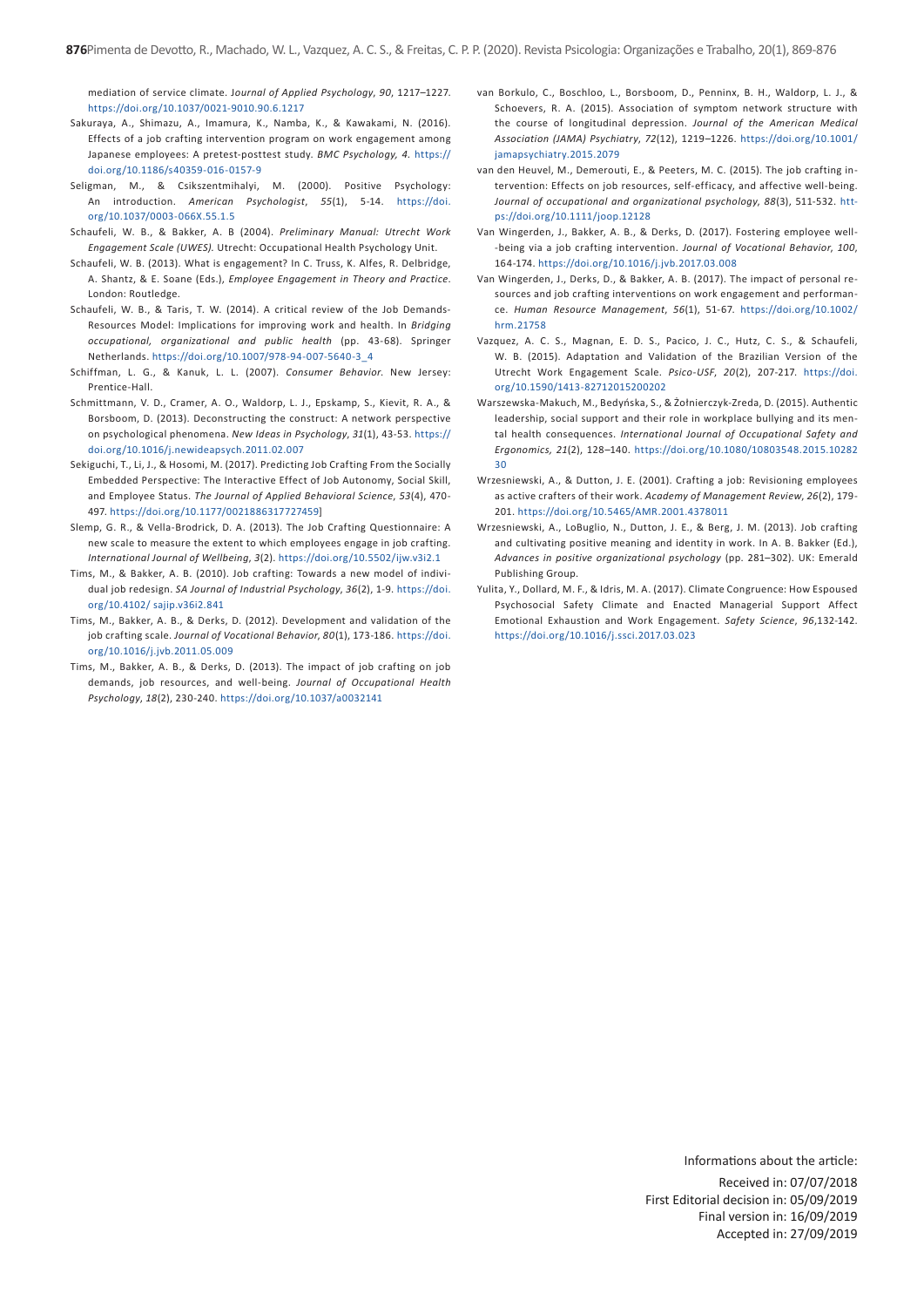mediation of service climate. *Journal of Applied Psychology*, *90*, 1217–1227. https://doi.org/10.1037/0021-9010.90.6.1217

Sakuraya, A., Shimazu, A., Imamura, K., Namba, K., & Kawakami, N. (2016). Effects of a job crafting intervention program on work engagement among Japanese employees: A pretest-posttest study. *BMC Psychology, 4*. https://doi.org/10.1186/s40359-016-0157-9

Seligman, M., & Csikszentmihalyi, M. (2000). Positive Psychology: An introduction. *American Psychologist*, *55*(1), 5-14. https://doi.org/10.1037/0003-066X.55.1.5

Schaufeli, W. B., & Bakker, A. B (2004). *Preliminary Manual: Utrecht Work Engagement Scale (UWES).* Utrecht: Occupational Health Psychology Unit.

Schaufeli, W. B. (2013). What is engagement? In C. Truss, K. Alfes, R. Delbridge, A. Shantz, & E. Soane (Eds.), *Employee Engagement in Theory and Practice*. London: Routledge.

Schaufeli, W. B., & Taris, T. W. (2014). A critical review of the Job Demands-Resources Model: Implications for improving work and health. In *Bridging occupational, organizational and public health* (pp. 43-68). Springer Netherlands. https://doi.org/10.1007/978-94-007-5640-3_4

Schiffman, L. G., & Kanuk, L. L. (2007). *Consumer Behavior.* New Jersey: Prentice-Hall.

Schmittmann, V. D., Cramer, A. O., Waldorp, L. J., Epskamp, S., Kievit, R. A., & Borsboom, D. (2013). Deconstructing the construct: A network perspective on psychological phenomena. *New Ideas in Psychology*, *31*(1), 43-53. https://doi.org/10.1016/j.newideapsych.2011.02.007

Sekiguchi, T., Li, J., & Hosomi, M. (2017). Predicting Job Crafting From the Socially Embedded Perspective: The Interactive Effect of Job Autonomy, Social Skill, and Employee Status. *The Journal of Applied Behavioral Science*, *53*(4), 470-497. https://doi.org/10.1177/0021886317727459]

Slemp, G. R., & Vella-Brodrick, D. A. (2013). The Job Crafting Questionnaire: A new scale to measure the extent to which employees engage in job crafting. *International Journal of Wellbeing*, *3*(2). https://doi.org/10.5502/ijw.v3i2.1

Tims, M., & Bakker, A. B. (2010). Job crafting: Towards a new model of individual job redesign. *SA Journal of Industrial Psychology*, *36*(2), 1-9. https://doi.org/10.4102/ sajip.v36i2.841

Tims, M., Bakker, A. B., & Derks, D. (2012). Development and validation of the job crafting scale. *Journal of Vocational Behavior*, *80*(1), 173-186. https://doi.org/10.1016/j.jvb.2011.05.009

Tims, M., Bakker, A. B., & Derks, D. (2013). The impact of job crafting on job demands, job resources, and well-being. *Journal of Occupational Health Psychology*, *18*(2), 230-240. https://doi.org/10.1037/a0032141

van Borkulo, C., Boschloo, L., Borsboom, D., Penninx, B. H., Waldorp, L. J., & Schoevers, R. A. (2015). Association of symptom network structure with the course of longitudinal depression. *Journal of the American Medical Association (JAMA) Psychiatry*, *72*(12), 1219–1226. https://doi.org/10.1001/jamapsychiatry.2015.2079

van den Heuvel, M., Demerouti, E., & Peeters, M. C. (2015). The job crafting intervention: Effects on job resources, self-efficacy, and affective well-being. *Journal of occupational and organizational psychology*, *88*(3), 511-532. https://doi.org/10.1111/joop.12128

Van Wingerden, J., Bakker, A. B., & Derks, D. (2017). Fostering employee well-being via a job crafting intervention. *Journal of Vocational Behavior*, *100*, 164-174. https://doi.org/10.1016/j.jvb.2017.03.008

Van Wingerden, J., Derks, D., & Bakker, A. B. (2017). The impact of personal resources and job crafting interventions on work engagement and performance. *Human Resource Management*, *56*(1), 51-67. https://doi.org/10.1002/hrm.21758

Vazquez, A. C. S., Magnan, E. D. S., Pacico, J. C., Hutz, C. S., & Schaufeli, W. B. (2015). Adaptation and Validation of the Brazilian Version of the Utrecht Work Engagement Scale. *Psico-USF*, *20*(2), 207-217. https://doi.org/10.1590/1413-82712015200202

Warszewska-Makuch, M., Bedyńska, S., & Żołnierczyk-Zreda, D. (2015). Authentic leadership, social support and their role in workplace bullying and its mental health consequences. *International Journal of Occupational Safety and Ergonomics, 21*(2), 128–140. https://doi.org/10.1080/10803548.2015.1028230

Wrzesniewski, A., & Dutton, J. E. (2001). Crafting a job: Revisioning employees as active crafters of their work. *Academy of Management Review*, *26*(2), 179-201. https://doi.org/10.5465/AMR.2001.4378011

Wrzesniewski, A., LoBuglio, N., Dutton, J. E., & Berg, J. M. (2013). Job crafting and cultivating positive meaning and identity in work. In A. B. Bakker (Ed.), *Advances in positive organizational psychology* (pp. 281–302). UK: Emerald Publishing Group.

Yulita, Y., Dollard, M. F., & Idris, M. A. (2017). Climate Congruence: How Espoused Psychosocial Safety Climate and Enacted Managerial Support Affect Emotional Exhaustion and Work Engagement. *Safety Science*, *96*,132-142. https://doi.org/10.1016/j.ssci.2017.03.023

Informations about the article:

Received in: 07/07/2018
First Editorial decision in: 05/09/2019
Final version in: 16/09/2019
Accepted in: 27/09/2019